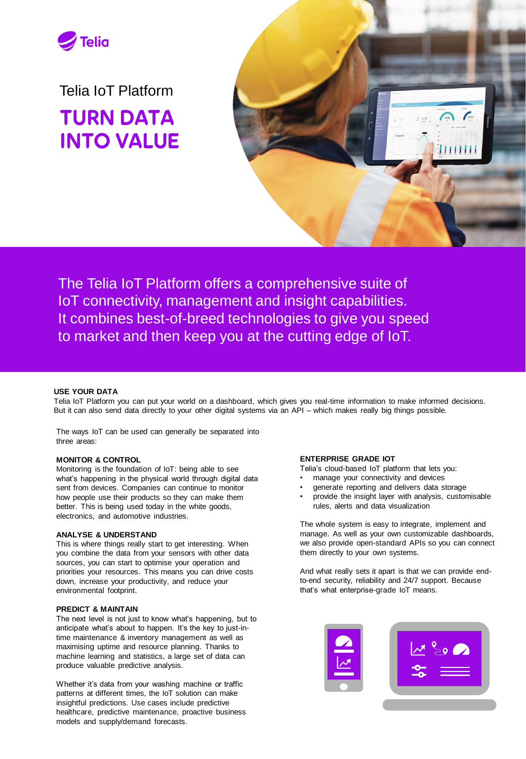Telia

# Telia IoT Platform

# TURN DATA INTO VALUE

The Telia IoT Platform offers a comprehensive suite of IoT connectivity, management and insight capabilities. It combines best-of-breed technologies to give you speed to market and then keep you at the cutting edge of IoT.

## USE YOUR DATA

Telia IoT Platform you can put your world on a dashboard, which gives you real-time information to make informed decisions. But it can also send data directly to your other digital systems via an API – which makes really big things possible.

The ways IoT can be used can generally be separated into three areas:

### MONITOR & CONTROL

Monitoring is the foundation of IoT: being able to see what's happening in the physical world through digital data sent from devices. Companies can continue to monitor how people use their products so they can make them better. This is being used today in the white goods, electronics, and automotive industries.

### ANALYSE & UNDERSTAND

This is where things really start to get interesting. When you combine the data from your sensors with other data sources, you can start to optimise your operation and priorities your resources. This means you can drive costs down, increase your productivity, and reduce your environmental footprint.

### PREDICT & MAINTAIN

The next level is not just to know what's happening, but to anticipate what's about to happen. It's the key to just-in-time maintenance & inventory management as well as maximising uptime and resource planning. Thanks to machine learning and statistics, a large set of data can produce valuable predictive analysis.

Whether it's data from your washing machine or traffic patterns at different times, the IoT solution can make insightful predictions. Use cases include predictive healthcare, predictive maintenance, proactive business models and supply/demand forecasts.

## ENTERPRISE GRADE IOT

Telia's cloud-based IoT platform that lets you:

- manage your connectivity and devices
- generate reporting and delivers data storage
- provide the insight layer with analysis, customisable rules, alerts and data visualization

The whole system is easy to integrate, implement and manage. As well as your own customizable dashboards, we also provide open-standard APIs so you can connect them directly to your own systems.

And what really sets it apart is that we can provide end-to-end security, reliability and 24/7 support. Because that's what enterprise-grade IoT means.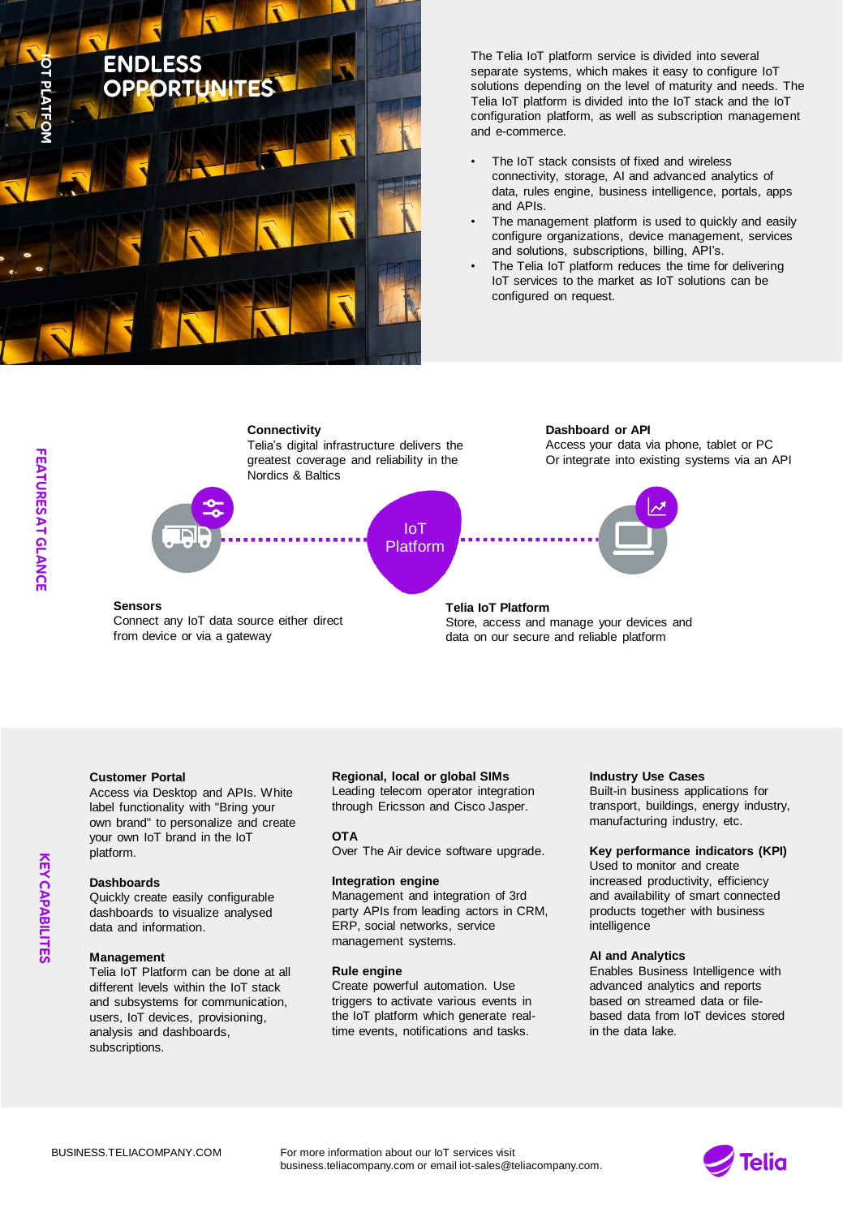IOT PLATFOM

# ENDLESS OPPORTUNITES

The Telia IoT platform service is divided into several separate systems, which makes it easy to configure IoT solutions depending on the level of maturity and needs. The Telia IoT platform is divided into the IoT stack and the IoT configuration platform, as well as subscription management and e-commerce.

- The IoT stack consists of fixed and wireless connectivity, storage, AI and advanced analytics of data, rules engine, business intelligence, portals, apps and APIs.
- The management platform is used to quickly and easily configure organizations, device management, services and solutions, subscriptions, billing, API's.
- The Telia IoT platform reduces the time for delivering IoT services to the market as IoT solutions can be configured on request.

## FEATURES AT GLANCE

**Connectivity**
Telia's digital infrastructure delivers the greatest coverage and reliability in the Nordics & Baltics

**Dashboard or API**
Access your data via phone, tablet or PC
Or integrate into existing systems via an API

IoT Platform

**Sensors**
Connect any IoT data source either direct from device or via a gateway

**Telia IoT Platform**
Store, access and manage your devices and data on our secure and reliable platform

## KEY CAPABILITES

**Customer Portal**
Access via Desktop and APIs. White label functionality with "Bring your own brand" to personalize and create your own IoT brand in the IoT platform.

**Dashboards**
Quickly create easily configurable dashboards to visualize analysed data and information.

**Management**
Telia IoT Platform can be done at all different levels within the IoT stack and subsystems for communication, users, IoT devices, provisioning, analysis and dashboards, subscriptions.

**Regional, local or global SIMs**
Leading telecom operator integration through Ericsson and Cisco Jasper.

**OTA**
Over The Air device software upgrade.

**Integration engine**
Management and integration of 3rd party APIs from leading actors in CRM, ERP, social networks, service management systems.

**Rule engine**
Create powerful automation. Use triggers to activate various events in the IoT platform which generate real-time events, notifications and tasks.

**Industry Use Cases**
Built-in business applications for transport, buildings, energy industry, manufacturing industry, etc.

**Key performance indicators (KPI)**
Used to monitor and create increased productivity, efficiency and availability of smart connected products together with business intelligence

**AI and Analytics**
Enables Business Intelligence with advanced analytics and reports based on streamed data or file-based data from IoT devices stored in the data lake.

BUSINESS.TELIACOMPANY.COM

For more information about our IoT services visit business.teliacompany.com or email iot-sales@teliacompany.com.

Telia